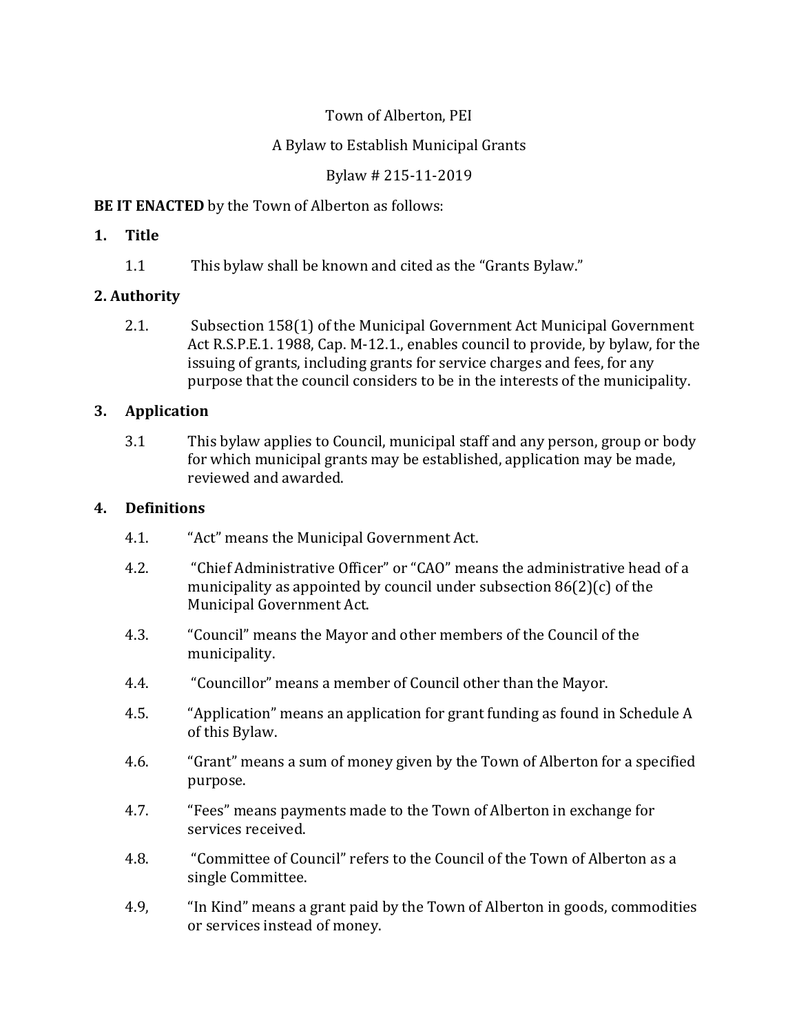Town of Alberton, PEI

A Bylaw to Establish Municipal Grants

Bylaw # 215-11-2019

**BE IT ENACTED** by the Town of Alberton as follows:

## 1. Title

1.1 This bylaw shall be known and cited as the "Grants Bylaw."

## 2. Authority

2.1. Subsection 158(1) of the Municipal Government Act Municipal Government Act R.S.P.E.1. 1988, Cap. M-12.1., enables council to provide, by bylaw, for the issuing of grants, including grants for service charges and fees, for any purpose that the council considers to be in the interests of the municipality.

## 3. Application

3.1 This bylaw applies to Council, municipal staff and any person, group or body for which municipal grants may be established, application may be made, reviewed and awarded.

## 4. Definitions

4.1. "Act" means the Municipal Government Act.

4.2. "Chief Administrative Officer" or "CAO" means the administrative head of a municipality as appointed by council under subsection 86(2)(c) of the Municipal Government Act.

4.3. "Council" means the Mayor and other members of the Council of the municipality.

4.4. "Councillor" means a member of Council other than the Mayor.

4.5. "Application" means an application for grant funding as found in Schedule A of this Bylaw.

4.6. "Grant" means a sum of money given by the Town of Alberton for a specified purpose.

4.7. "Fees" means payments made to the Town of Alberton in exchange for services received.

4.8. "Committee of Council" refers to the Council of the Town of Alberton as a single Committee.

4.9, "In Kind" means a grant paid by the Town of Alberton in goods, commodities or services instead of money.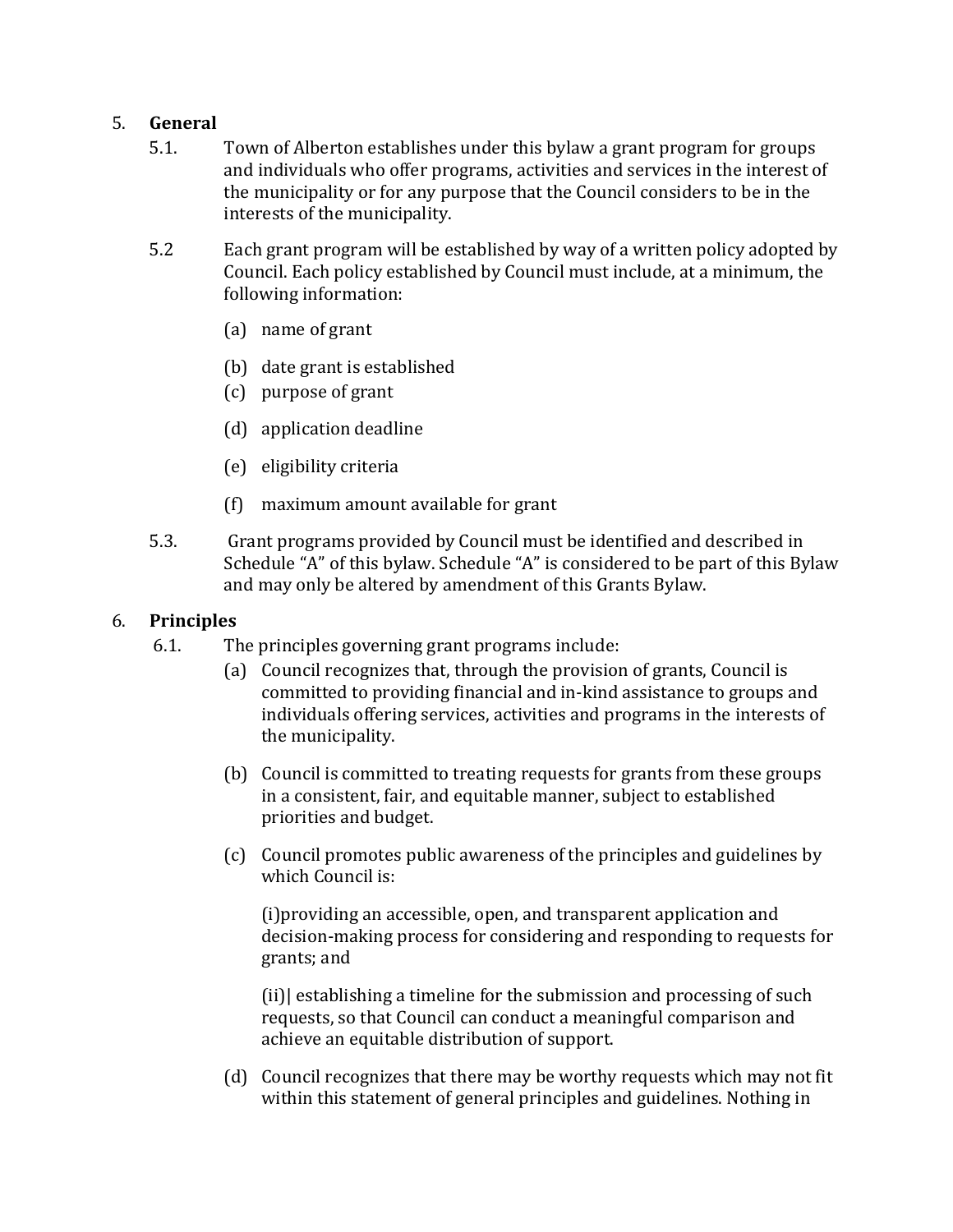5. **General**

5.1. Town of Alberton establishes under this bylaw a grant program for groups and individuals who offer programs, activities and services in the interest of the municipality or for any purpose that the Council considers to be in the interests of the municipality.

5.2 Each grant program will be established by way of a written policy adopted by Council. Each policy established by Council must include, at a minimum, the following information:

(a) name of grant

(b) date grant is established

(c) purpose of grant

(d) application deadline

(e) eligibility criteria

(f) maximum amount available for grant

5.3. Grant programs provided by Council must be identified and described in Schedule "A" of this bylaw. Schedule "A" is considered to be part of this Bylaw and may only be altered by amendment of this Grants Bylaw.

6. **Principles**

6.1. The principles governing grant programs include:

(a) Council recognizes that, through the provision of grants, Council is committed to providing financial and in-kind assistance to groups and individuals offering services, activities and programs in the interests of the municipality.

(b) Council is committed to treating requests for grants from these groups in a consistent, fair, and equitable manner, subject to established priorities and budget.

(c) Council promotes public awareness of the principles and guidelines by which Council is:

(i)providing an accessible, open, and transparent application and decision-making process for considering and responding to requests for grants; and

(ii)| establishing a timeline for the submission and processing of such requests, so that Council can conduct a meaningful comparison and achieve an equitable distribution of support.

(d) Council recognizes that there may be worthy requests which may not fit within this statement of general principles and guidelines. Nothing in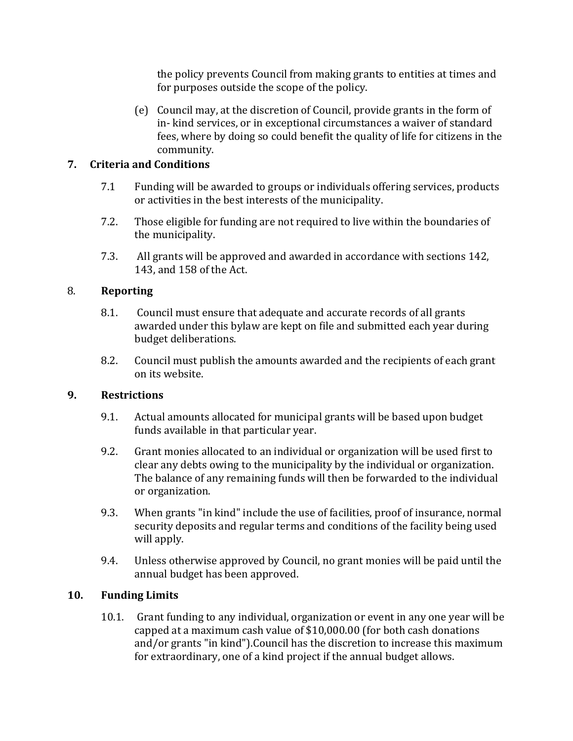the policy prevents Council from making grants to entities at times and for purposes outside the scope of the policy.

(e) Council may, at the discretion of Council, provide grants in the form of in- kind services, or in exceptional circumstances a waiver of standard fees, where by doing so could benefit the quality of life for citizens in the community.

## 7. Criteria and Conditions

7.1 Funding will be awarded to groups or individuals offering services, products or activities in the best interests of the municipality.

7.2. Those eligible for funding are not required to live within the boundaries of the municipality.

7.3. All grants will be approved and awarded in accordance with sections 142, 143, and 158 of the Act.

## 8. Reporting

8.1. Council must ensure that adequate and accurate records of all grants awarded under this bylaw are kept on file and submitted each year during budget deliberations.

8.2. Council must publish the amounts awarded and the recipients of each grant on its website.

## 9. Restrictions

9.1. Actual amounts allocated for municipal grants will be based upon budget funds available in that particular year.

9.2. Grant monies allocated to an individual or organization will be used first to clear any debts owing to the municipality by the individual or organization. The balance of any remaining funds will then be forwarded to the individual or organization.

9.3. When grants "in kind" include the use of facilities, proof of insurance, normal security deposits and regular terms and conditions of the facility being used will apply.

9.4. Unless otherwise approved by Council, no grant monies will be paid until the annual budget has been approved.

## 10. Funding Limits

10.1. Grant funding to any individual, organization or event in any one year will be capped at a maximum cash value of $10,000.00 (for both cash donations and/or grants "in kind").Council has the discretion to increase this maximum for extraordinary, one of a kind project if the annual budget allows.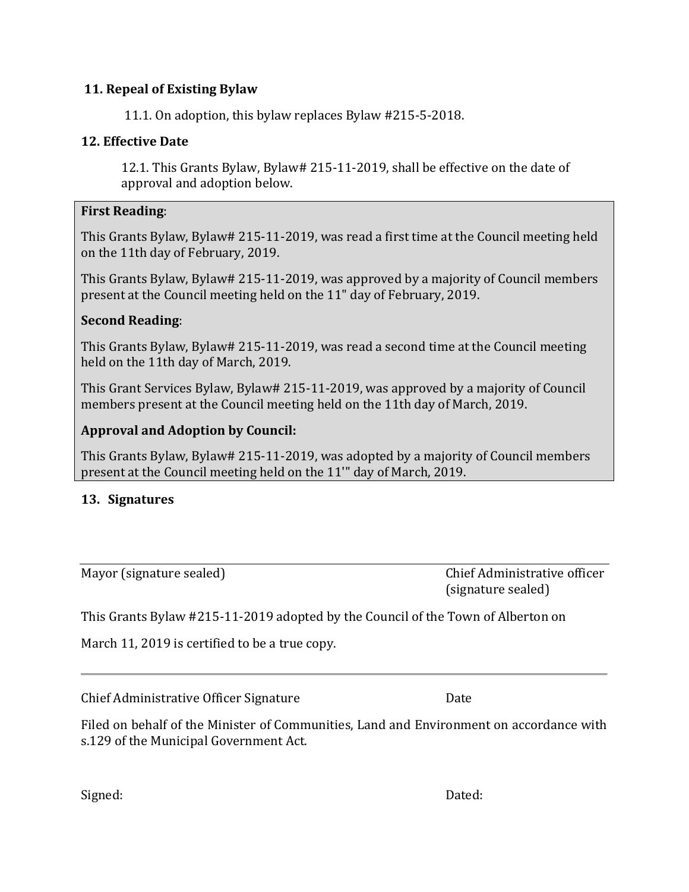## 11. Repeal of Existing Bylaw

11.1. On adoption, this bylaw replaces Bylaw #215-5-2018.

## 12. Effective Date

12.1. This Grants Bylaw, Bylaw# 215-11-2019, shall be effective on the date of approval and adoption below.

**First Reading**:

This Grants Bylaw, Bylaw# 215-11-2019, was read a first time at the Council meeting held on the 11th day of February, 2019.

This Grants Bylaw, Bylaw# 215-11-2019, was approved by a majority of Council members present at the Council meeting held on the 11" day of February, 2019.

**Second Reading**:

This Grants Bylaw, Bylaw# 215-11-2019, was read a second time at the Council meeting held on the 11th day of March, 2019.

This Grant Services Bylaw, Bylaw# 215-11-2019, was approved by a majority of Council members present at the Council meeting held on the 11th day of March, 2019.

**Approval and Adoption by Council:**

This Grants Bylaw, Bylaw# 215-11-2019, was adopted by a majority of Council members present at the Council meeting held on the 11'" day of March, 2019.

## 13. Signatures

Mayor (signature sealed)

Chief Administrative officer (signature sealed)

This Grants Bylaw #215-11-2019 adopted by the Council of the Town of Alberton on

March 11, 2019 is certified to be a true copy.

Chief Administrative Officer Signature

Date

Filed on behalf of the Minister of Communities, Land and Environment on accordance with s.129 of the Municipal Government Act.

Signed:

Dated: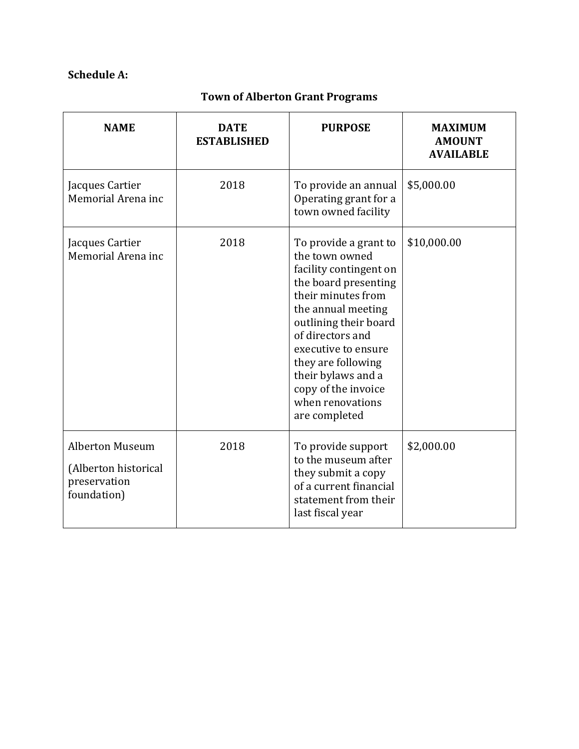**Schedule A:**

**Town of Alberton Grant Programs**

| NAME | DATE ESTABLISHED | PURPOSE | MAXIMUM AMOUNT AVAILABLE |
|---|---|---|---|
| Jacques Cartier Memorial Arena inc | 2018 | To provide an annual Operating grant for a town owned facility | $5,000.00 |
| Jacques Cartier Memorial Arena inc | 2018 | To provide a grant to the town owned facility contingent on the board presenting their minutes from the annual meeting outlining their board of directors and executive to ensure they are following their bylaws and a copy of the invoice when renovations are completed | $10,000.00 |
| Alberton Museum (Alberton historical preservation foundation) | 2018 | To provide support to the museum after they submit a copy of a current financial statement from their last fiscal year | $2,000.00 |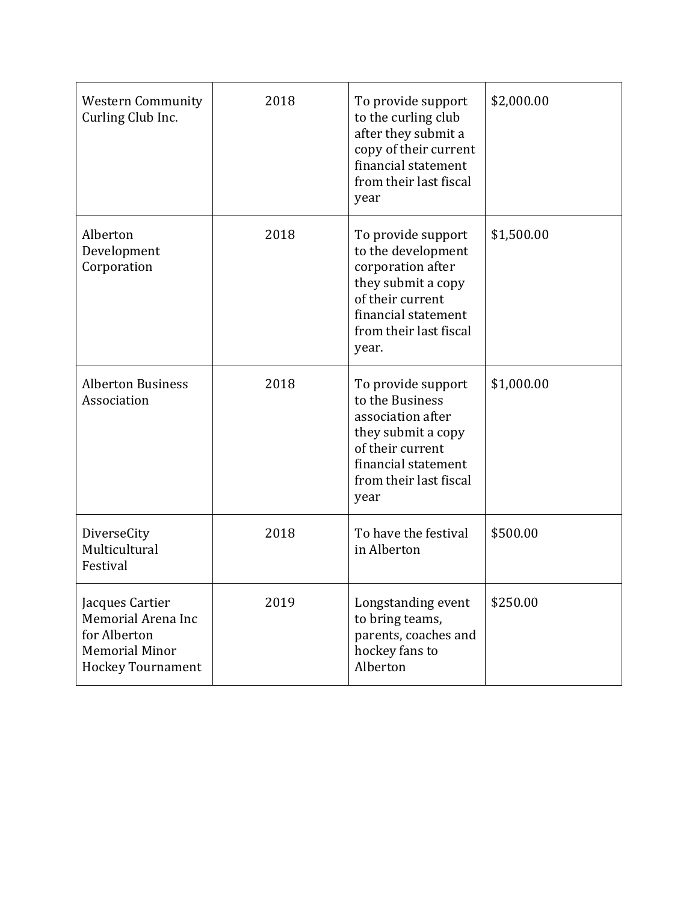| | | | |
|---|---|---|---|
| Western Community Curling Club Inc. | 2018 | To provide support to the curling club after they submit a copy of their current financial statement from their last fiscal year | $2,000.00 |
| Alberton Development Corporation | 2018 | To provide support to the development corporation after they submit a copy of their current financial statement from their last fiscal year. | $1,500.00 |
| Alberton Business Association | 2018 | To provide support to the Business association after they submit a copy of their current financial statement from their last fiscal year | $1,000.00 |
| DiverseCity Multicultural Festival | 2018 | To have the festival in Alberton | $500.00 |
| Jacques Cartier Memorial Arena Inc for Alberton Memorial Minor Hockey Tournament | 2019 | Longstanding event to bring teams, parents, coaches and hockey fans to Alberton | $250.00 |